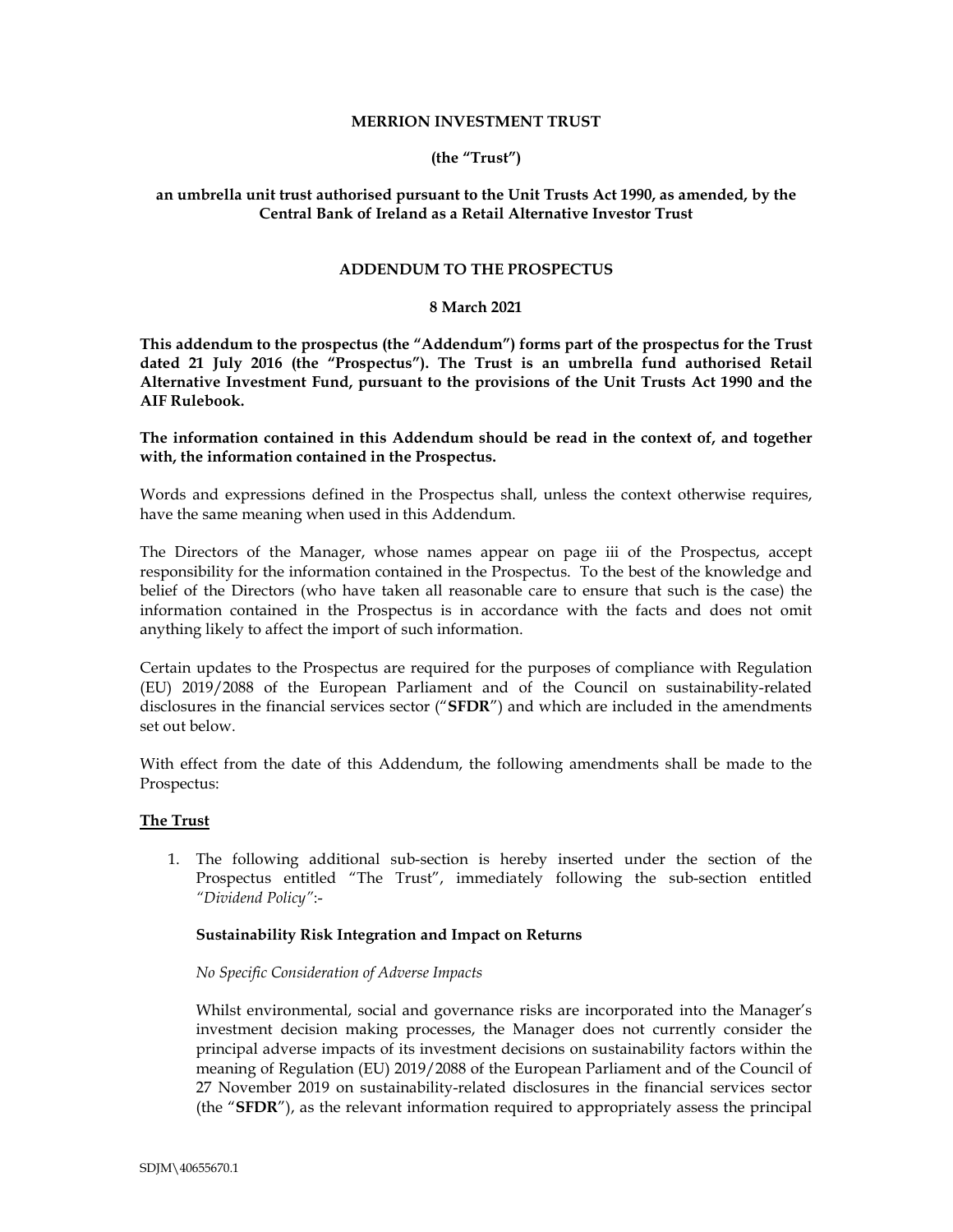**MERRION INVESTMENT TRUST**

**(the "Trust")**

**an umbrella unit trust authorised pursuant to the Unit Trusts Act 1990, as amended, by the Central Bank of Ireland as a Retail Alternative Investor Trust**

**ADDENDUM TO THE PROSPECTUS**

**8 March 2021**

**This addendum to the prospectus (the "Addendum") forms part of the prospectus for the Trust dated 21 July 2016 (the "Prospectus"). The Trust is an umbrella fund authorised Retail Alternative Investment Fund, pursuant to the provisions of the Unit Trusts Act 1990 and the AIF Rulebook.**

**The information contained in this Addendum should be read in the context of, and together with, the information contained in the Prospectus.**

Words and expressions defined in the Prospectus shall, unless the context otherwise requires, have the same meaning when used in this Addendum.

The Directors of the Manager, whose names appear on page iii of the Prospectus, accept responsibility for the information contained in the Prospectus. To the best of the knowledge and belief of the Directors (who have taken all reasonable care to ensure that such is the case) the information contained in the Prospectus is in accordance with the facts and does not omit anything likely to affect the import of such information.

Certain updates to the Prospectus are required for the purposes of compliance with Regulation (EU) 2019/2088 of the European Parliament and of the Council on sustainability-related disclosures in the financial services sector ("**SFDR**") and which are included in the amendments set out below.

With effect from the date of this Addendum, the following amendments shall be made to the Prospectus:

**The Trust**

1. The following additional sub-section is hereby inserted under the section of the Prospectus entitled "The Trust", immediately following the sub-section entitled *"Dividend Policy"*:-

   **Sustainability Risk Integration and Impact on Returns**

   *No Specific Consideration of Adverse Impacts*

   Whilst environmental, social and governance risks are incorporated into the Manager's investment decision making processes, the Manager does not currently consider the principal adverse impacts of its investment decisions on sustainability factors within the meaning of Regulation (EU) 2019/2088 of the European Parliament and of the Council of 27 November 2019 on sustainability-related disclosures in the financial services sector (the "**SFDR**"), as the relevant information required to appropriately assess the principal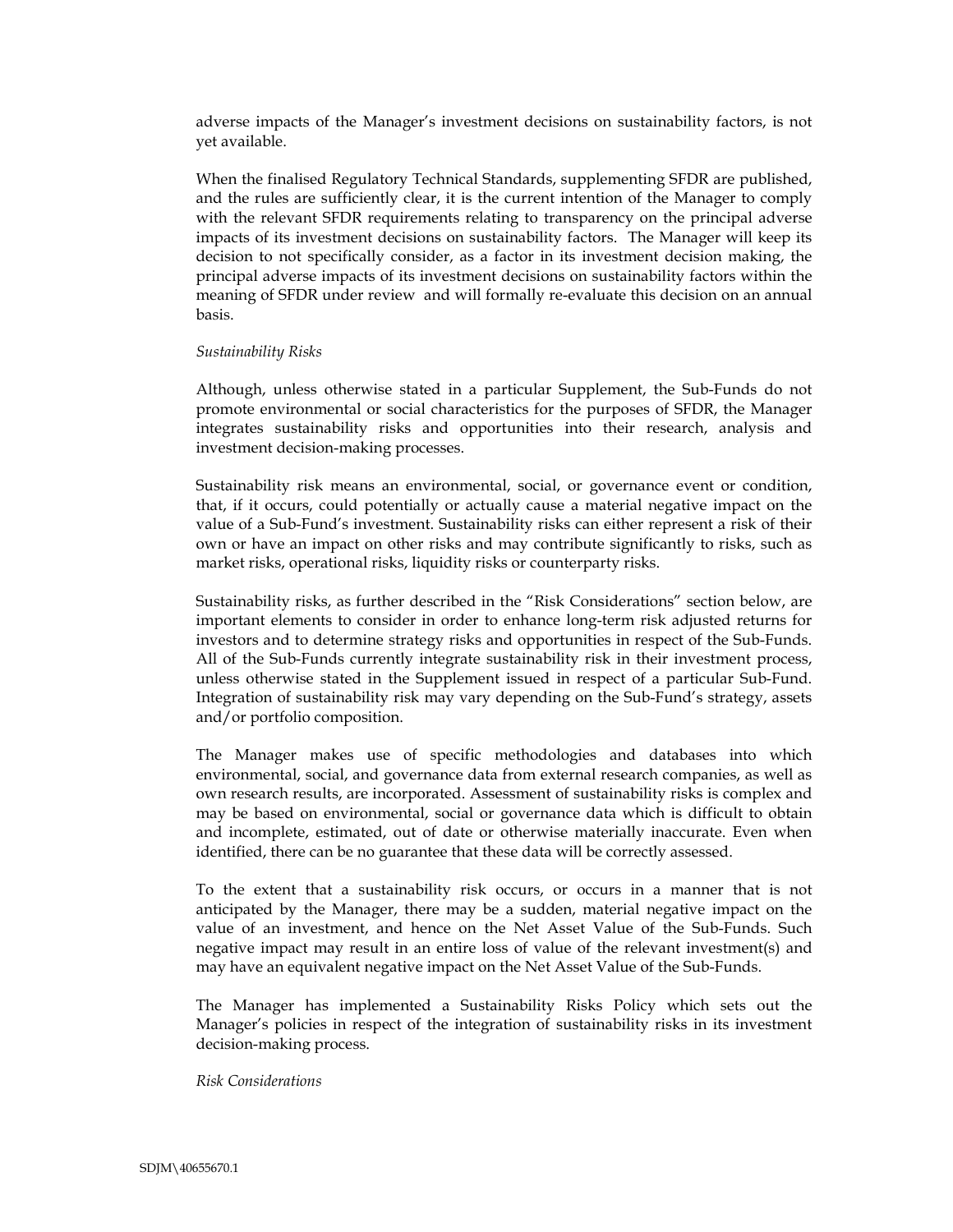adverse impacts of the Manager's investment decisions on sustainability factors, is not yet available.

When the finalised Regulatory Technical Standards, supplementing SFDR are published, and the rules are sufficiently clear, it is the current intention of the Manager to comply with the relevant SFDR requirements relating to transparency on the principal adverse impacts of its investment decisions on sustainability factors. The Manager will keep its decision to not specifically consider, as a factor in its investment decision making, the principal adverse impacts of its investment decisions on sustainability factors within the meaning of SFDR under review and will formally re-evaluate this decision on an annual basis.

*Sustainability Risks*

Although, unless otherwise stated in a particular Supplement, the Sub-Funds do not promote environmental or social characteristics for the purposes of SFDR, the Manager integrates sustainability risks and opportunities into their research, analysis and investment decision-making processes.

Sustainability risk means an environmental, social, or governance event or condition, that, if it occurs, could potentially or actually cause a material negative impact on the value of a Sub-Fund's investment. Sustainability risks can either represent a risk of their own or have an impact on other risks and may contribute significantly to risks, such as market risks, operational risks, liquidity risks or counterparty risks.

Sustainability risks, as further described in the "Risk Considerations" section below, are important elements to consider in order to enhance long-term risk adjusted returns for investors and to determine strategy risks and opportunities in respect of the Sub-Funds. All of the Sub-Funds currently integrate sustainability risk in their investment process, unless otherwise stated in the Supplement issued in respect of a particular Sub-Fund. Integration of sustainability risk may vary depending on the Sub-Fund's strategy, assets and/or portfolio composition.

The Manager makes use of specific methodologies and databases into which environmental, social, and governance data from external research companies, as well as own research results, are incorporated. Assessment of sustainability risks is complex and may be based on environmental, social or governance data which is difficult to obtain and incomplete, estimated, out of date or otherwise materially inaccurate. Even when identified, there can be no guarantee that these data will be correctly assessed.

To the extent that a sustainability risk occurs, or occurs in a manner that is not anticipated by the Manager, there may be a sudden, material negative impact on the value of an investment, and hence on the Net Asset Value of the Sub-Funds. Such negative impact may result in an entire loss of value of the relevant investment(s) and may have an equivalent negative impact on the Net Asset Value of the Sub-Funds.

The Manager has implemented a Sustainability Risks Policy which sets out the Manager's policies in respect of the integration of sustainability risks in its investment decision-making process.

*Risk Considerations*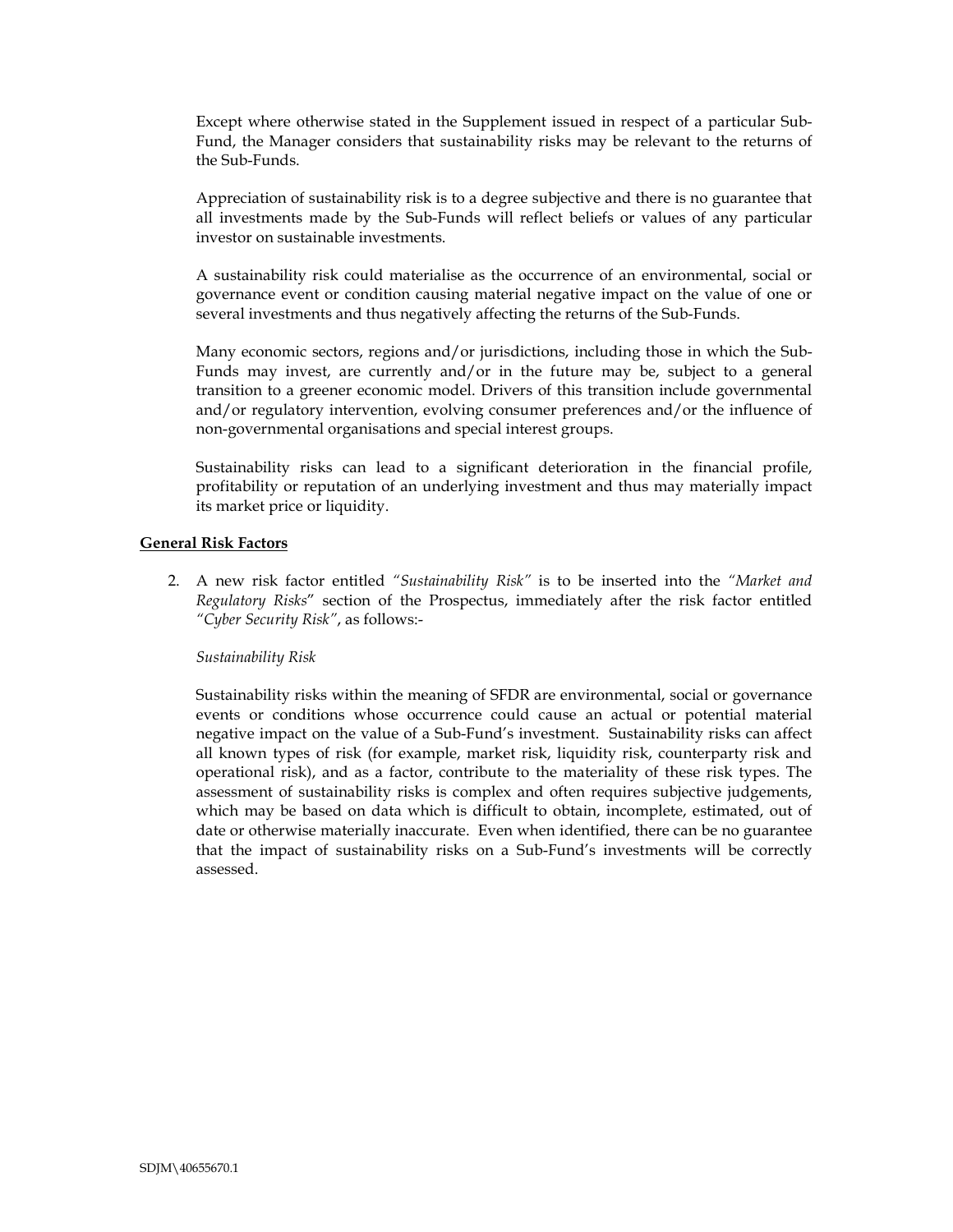Except where otherwise stated in the Supplement issued in respect of a particular Sub-Fund, the Manager considers that sustainability risks may be relevant to the returns of the Sub-Funds.

Appreciation of sustainability risk is to a degree subjective and there is no guarantee that all investments made by the Sub-Funds will reflect beliefs or values of any particular investor on sustainable investments.

A sustainability risk could materialise as the occurrence of an environmental, social or governance event or condition causing material negative impact on the value of one or several investments and thus negatively affecting the returns of the Sub-Funds.

Many economic sectors, regions and/or jurisdictions, including those in which the Sub-Funds may invest, are currently and/or in the future may be, subject to a general transition to a greener economic model. Drivers of this transition include governmental and/or regulatory intervention, evolving consumer preferences and/or the influence of non-governmental organisations and special interest groups.

Sustainability risks can lead to a significant deterioration in the financial profile, profitability or reputation of an underlying investment and thus may materially impact its market price or liquidity.

**General Risk Factors**

2. A new risk factor entitled *"Sustainability Risk"* is to be inserted into the *"Market and Regulatory Risks"* section of the Prospectus, immediately after the risk factor entitled *"Cyber Security Risk"*, as follows:-

   *Sustainability Risk*

   Sustainability risks within the meaning of SFDR are environmental, social or governance events or conditions whose occurrence could cause an actual or potential material negative impact on the value of a Sub-Fund's investment. Sustainability risks can affect all known types of risk (for example, market risk, liquidity risk, counterparty risk and operational risk), and as a factor, contribute to the materiality of these risk types. The assessment of sustainability risks is complex and often requires subjective judgements, which may be based on data which is difficult to obtain, incomplete, estimated, out of date or otherwise materially inaccurate. Even when identified, there can be no guarantee that the impact of sustainability risks on a Sub-Fund's investments will be correctly assessed.

SDJM\40655670.1